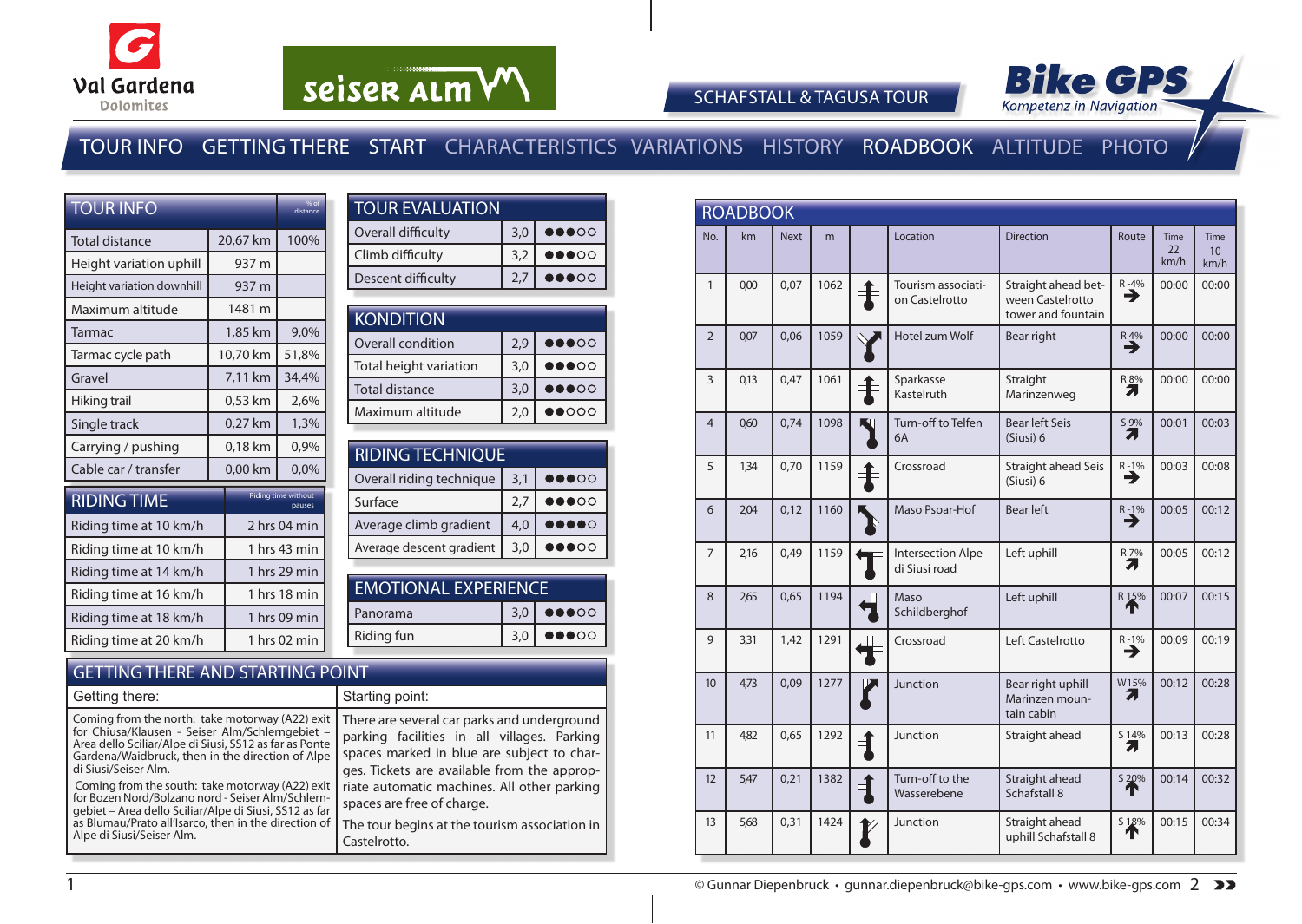Val Gardena Dolomites

seiser alm

# SCHAFSTALL & TAGUSA TOUR

Bike GPS – Kompetenz in Navigation

TOUR INFO | GETTING THERE | START | CHARACTERISTICS | VARIATIONS | HISTORY | ROADBOOK | ALTITUDE | PHOTO

## TOUR INFO

| TOUR INFO | | % of distance |
|---|---|---|
| Total distance | 20,67 km | 100% |
| Height variation uphill | 937 m | |
| Height variation downhill | 937 m | |
| Maximum altitude | 1481 m | |
| Tarmac | 1,85 km | 9,0% |
| Tarmac cycle path | 10,70 km | 51,8% |
| Gravel | 7,11 km | 34,4% |
| Hiking trail | 0,53 km | 2,6% |
| Single track | 0,27 km | 1,3% |
| Carrying / pushing | 0,18 km | 0,9% |
| Cable car / transfer | 0,00 km | 0,0% |

## RIDING TIME

| RIDING TIME | Riding time without pauses |
|---|---|
| Riding time at 10 km/h | 2 hrs 04 min |
| Riding time at 10 km/h | 1 hrs 43 min |
| Riding time at 14 km/h | 1 hrs 29 min |
| Riding time at 16 km/h | 1 hrs 18 min |
| Riding time at 18 km/h | 1 hrs 09 min |
| Riding time at 20 km/h | 1 hrs 02 min |

## TOUR EVALUATION

| TOUR EVALUATION | | |
|---|---|---|
| Overall difficulty | 3,0 | ●●●○○ |
| Climb difficulty | 3,2 | ●●●○○ |
| Descent difficulty | 2,7 | ●●●○○ |

## KONDITION

| KONDITION | | |
|---|---|---|
| Overall condition | 2,9 | ●●●○○ |
| Total height variation | 3,0 | ●●●○○ |
| Total distance | 3,0 | ●●●○○ |
| Maximum altitude | 2,0 | ●●○○○ |

## RIDING TECHNIQUE

| RIDING TECHNIQUE | | |
|---|---|---|
| Overall riding technique | 3,1 | ●●●○○ |
| Surface | 2,7 | ●●●○○ |
| Average climb gradient | 4,0 | ●●●●○ |
| Average descent gradient | 3,0 | ●●●○○ |

## EMOTIONAL EXPERIENCE

| EMOTIONAL EXPERIENCE | | |
|---|---|---|
| Panorama | 3,0 | ●●●○○ |
| Riding fun | 3,0 | ●●●○○ |

## GETTING THERE AND STARTING POINT

**Getting there:**

Coming from the north: take motorway (A22) exit for Chiusa/Klausen - Seiser Alm/Schlerngebiet – Area dello Sciliar/Alpe di Siusi, SS12 as far as Ponte Gardena/Waidbruck, then in the direction of Alpe di Siusi/Seiser Alm.

Coming from the south: take motorway (A22) exit for Bozen Nord/Bolzano nord - Seiser Alm/Schlerngebiet – Area dello Sciliar/Alpe di Siusi, SS12 as far as Blumau/Prato all'Isarco, then in the direction of Alpe di Siusi/Seiser Alm.

**Starting point:**

There are several car parks and underground parking facilities in all villages. Parking spaces marked in blue are subject to charges. Tickets are available from the appropriate automatic machines. All other parking spaces are free of charge.

The tour begins at the tourism association in Castelrotto.

## ROADBOOK

| No. | km | Next | m | | Location | Direction | Route | Time 22 km/h | Time 10 km/h |
|---|---|---|---|---|---|---|---|---|---|
| 1 | 0,00 | 0,07 | 1062 | | Tourism association Castelrotto | Straight ahead between Castelrotto tower and fountain | R -4% | 00:00 | 00:00 |
| 2 | 0,07 | 0,06 | 1059 | | Hotel zum Wolf | Bear right | R 4% | 00:00 | 00:00 |
| 3 | 0,13 | 0,47 | 1061 | | Sparkasse Kastelruth | Straight Marinzenweg | R 8% | 00:00 | 00:00 |
| 4 | 0,60 | 0,74 | 1098 | | Turn-off to Telfen 6A | Bear left Seis (Siusi) 6 | S 9% | 00:01 | 00:03 |
| 5 | 1,34 | 0,70 | 1159 | | Crossroad | Straight ahead Seis (Siusi) 6 | R -1% | 00:03 | 00:08 |
| 6 | 2,04 | 0,12 | 1160 | | Maso Psoar-Hof | Bear left | R -1% | 00:05 | 00:12 |
| 7 | 2,16 | 0,49 | 1159 | | Intersection Alpe di Siusi road | Left uphill | R 7% | 00:05 | 00:12 |
| 8 | 2,65 | 0,65 | 1194 | | Maso Schildbergherhof | Left uphill | R 15% | 00:07 | 00:15 |
| 9 | 3,31 | 1,42 | 1291 | | Crossroad | Left Castelrotto | R -1% | 00:09 | 00:19 |
| 10 | 4,73 | 0,09 | 1277 | | Junction | Bear right uphill Marinzen mountain cabin | W15% | 00:12 | 00:28 |
| 11 | 4,82 | 0,65 | 1292 | | Junction | Straight ahead | S 14% | 00:13 | 00:28 |
| 12 | 5,47 | 0,21 | 1382 | | Turn-off to the Wasserebene | Straight ahead Schafstall 8 | S 20% | 00:14 | 00:32 |
| 13 | 5,68 | 0,31 | 1424 | | Junction | Straight ahead uphill Schafstall 8 | S 18% | 00:15 | 00:34 |

© Gunnar Diepenbruck • gunnar.diepenbruck@bike-gps.com • www.bike-gps.com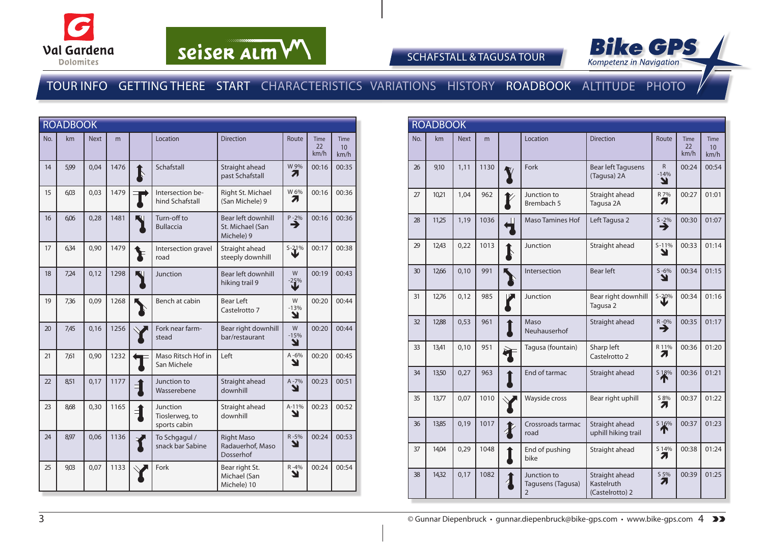SCHAFSTALL & TAGUSA TOUR

TOUR INFO GETTING THERE START CHARACTERISTICS VARIATIONS HISTORY ROADBOOK ALTITUDE PHOTO

## ROADBOOK

| No. | km | Next | m | | Location | Direction | Route | Time 22 km/h | Time 10 km/h |
|---|---|---|---|---|---|---|---|---|---|
| 14 | 5,99 | 0,04 | 1476 | | Schafstall | Straight ahead past Schafstall | W 9% | 00:16 | 00:35 |
| 15 | 6,03 | 0,03 | 1479 | | Intersection behind Schafstall | Right St. Michael (San Michele) 9 | W 6% | 00:16 | 00:36 |
| 16 | 6,06 | 0,28 | 1481 | | Turn-off to Bullaccia | Bear left downhill St. Michael (San Michele) 9 | P -2% | 00:16 | 00:36 |
| 17 | 6,34 | 0,90 | 1479 | | Intersection gravel road | Straight ahead steeply downhill | S-21% | 00:17 | 00:38 |
| 18 | 7,24 | 0,12 | 1298 | | Junction | Bear left downhill hiking trail 9 | W -25% | 00:19 | 00:43 |
| 19 | 7,36 | 0,09 | 1268 | | Bench at cabin | Bear Left Castelrotto 7 | W -13% | 00:20 | 00:44 |
| 20 | 7,45 | 0,16 | 1256 | | Fork near farmstead | Bear right downhill bar/restaurant | W -15% | 00:20 | 00:44 |
| 21 | 7,61 | 0,90 | 1232 | | Maso Ritsch Hof in San Michele | Left | A -6% | 00:20 | 00:45 |
| 22 | 8,51 | 0,17 | 1177 | | Junction to Wasserebene | Straight ahead downhill | A -7% | 00:23 | 00:51 |
| 23 | 8,68 | 0,30 | 1165 | | Junction Tioslerweg, to sports cabin | Straight ahead downhill | A-11% | 00:23 | 00:52 |
| 24 | 8,97 | 0,06 | 1136 | | To Schgagul / snack bar Sabine | Right Maso Radauerhof, Maso Dosserhof | R -5% | 00:24 | 00:53 |
| 25 | 9,03 | 0,07 | 1133 | | Fork | Bear right St. Michael (San Michele) 10 | R -4% | 00:24 | 00:54 |

## ROADBOOK

| No. | km | Next | m | | Location | Direction | Route | Time 22 km/h | Time 10 km/h |
|---|---|---|---|---|---|---|---|---|---|
| 26 | 9,10 | 1,11 | 1130 | | Fork | Bear left Tagusens (Tagusa) 2A | R -14% | 00:24 | 00:54 |
| 27 | 10,21 | 1,04 | 962 | | Junction to Brembach 5 | Straight ahead Tagusa 2A | R 7% | 00:27 | 01:01 |
| 28 | 11,25 | 1,19 | 1036 | | Maso Tamines Hof | Left Tagusa 2 | S -2% | 00:30 | 01:07 |
| 29 | 12,43 | 0,22 | 1013 | | Junction | Straight ahead | S-11% | 00:33 | 01:14 |
| 30 | 12,66 | 0,10 | 991 | | Intersection | Bear left | S -6% | 00:34 | 01:15 |
| 31 | 12,76 | 0,12 | 985 | | Junction | Bear right downhill Tagusa 2 | S-20% | 00:34 | 01:16 |
| 32 | 12,88 | 0,53 | 961 | | Maso Neuhauserhof | Straight ahead | R -0% | 00:35 | 01:17 |
| 33 | 13,41 | 0,10 | 951 | | Tagusa (fountain) | Sharp left Castelrotto 2 | R 11% | 00:36 | 01:20 |
| 34 | 13,50 | 0,27 | 963 | | End of tarmac | Straight ahead | S 18% | 00:36 | 01:21 |
| 35 | 13,77 | 0,07 | 1010 | | Wayside cross | Bear right uphill | S 8% | 00:37 | 01:22 |
| 36 | 13,85 | 0,19 | 1017 | | Crossroads tarmac road | Straight ahead uphill hiking trail | S 16% | 00:37 | 01:23 |
| 37 | 14,04 | 0,29 | 1048 | | End of pushing bike | Straight ahead | S 14% | 00:38 | 01:24 |
| 38 | 14,32 | 0,17 | 1082 | | Junction to Tagusens (Tagusa) 2 | Straight ahead Kastelruth (Castelrotto) 2 | S 5% | 00:39 | 01:25 |

© Gunnar Diepenbruck • gunnar.diepenbruck@bike-gps.com • www.bike-gps.com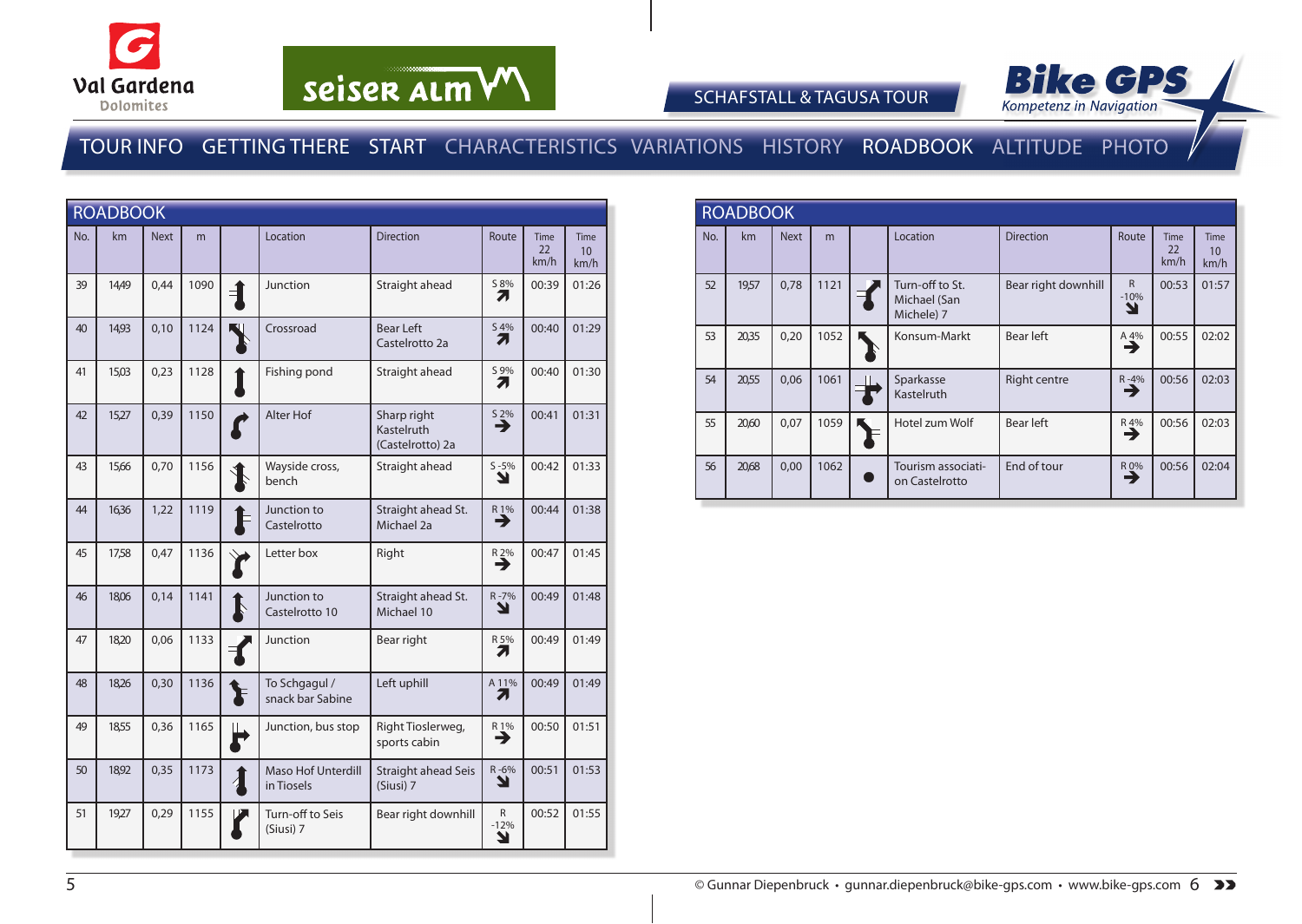Val Gardena Dolomites

seiser alm

SCHAFSTALL & TAGUSA TOUR

Bike GPS Kompetenz in Navigation

TOUR INFO GETTING THERE START CHARACTERISTICS VARIATIONS HISTORY ROADBOOK ALTITUDE PHOTO

## ROADBOOK

| No. | km | Next | m | | Location | Direction | Route | Time 22 km/h | Time 10 km/h |
|---|---|---|---|---|---|---|---|---|---|
| 39 | 14,49 | 0,44 | 1090 | | Junction | Straight ahead | S 8% | 00:39 | 01:26 |
| 40 | 14,93 | 0,10 | 1124 | | Crossroad | Bear Left Castelrotto 2a | S 4% | 00:40 | 01:29 |
| 41 | 15,03 | 0,23 | 1128 | | Fishing pond | Straight ahead | S 9% | 00:40 | 01:30 |
| 42 | 15,27 | 0,39 | 1150 | | Alter Hof | Sharp right Kastelruth (Castelrotto) 2a | S 2% | 00:41 | 01:31 |
| 43 | 15,66 | 0,70 | 1156 | | Wayside cross, bench | Straight ahead | S -5% | 00:42 | 01:33 |
| 44 | 16,36 | 1,22 | 1119 | | Junction to Castelrotto | Straight ahead St. Michael 2a | R 1% | 00:44 | 01:38 |
| 45 | 17,58 | 0,47 | 1136 | | Letter box | Right | R 2% | 00:47 | 01:45 |
| 46 | 18,06 | 0,14 | 1141 | | Junction to Castelrotto 10 | Straight ahead St. Michael 10 | R -7% | 00:49 | 01:48 |
| 47 | 18,20 | 0,06 | 1133 | | Junction | Bear right | R 5% | 00:49 | 01:49 |
| 48 | 18,26 | 0,30 | 1136 | | To Schgagul / snack bar Sabine | Left uphill | A 11% | 00:49 | 01:49 |
| 49 | 18,55 | 0,36 | 1165 | | Junction, bus stop | Right Tioslerweg, sports cabin | R 1% | 00:50 | 01:51 |
| 50 | 18,92 | 0,35 | 1173 | | Maso Hof Unterdill in Tiosels | Straight ahead Seis (Siusi) 7 | R -6% | 00:51 | 01:53 |
| 51 | 19,27 | 0,29 | 1155 | | Turn-off to Seis (Siusi) 7 | Bear right downhill | R -12% | 00:52 | 01:55 |

## ROADBOOK

| No. | km | Next | m | | Location | Direction | Route | Time 22 km/h | Time 10 km/h |
|---|---|---|---|---|---|---|---|---|---|
| 52 | 19,57 | 0,78 | 1121 | | Turn-off to St. Michael (San Michele) 7 | Bear right downhill | R -10% | 00:53 | 01:57 |
| 53 | 20,35 | 0,20 | 1052 | | Konsum-Markt | Bear left | A 4% | 00:55 | 02:02 |
| 54 | 20,55 | 0,06 | 1061 | | Sparkasse Kastelruth | Right centre | R -4% | 00:56 | 02:03 |
| 55 | 20,60 | 0,07 | 1059 | | Hotel zum Wolf | Bear left | R 4% | 00:56 | 02:03 |
| 56 | 20,68 | 0,00 | 1062 | | Tourism association Castelrotto | End of tour | R 0% | 00:56 | 02:04 |

© Gunnar Diepenbruck • gunnar.diepenbruck@bike-gps.com • www.bike-gps.com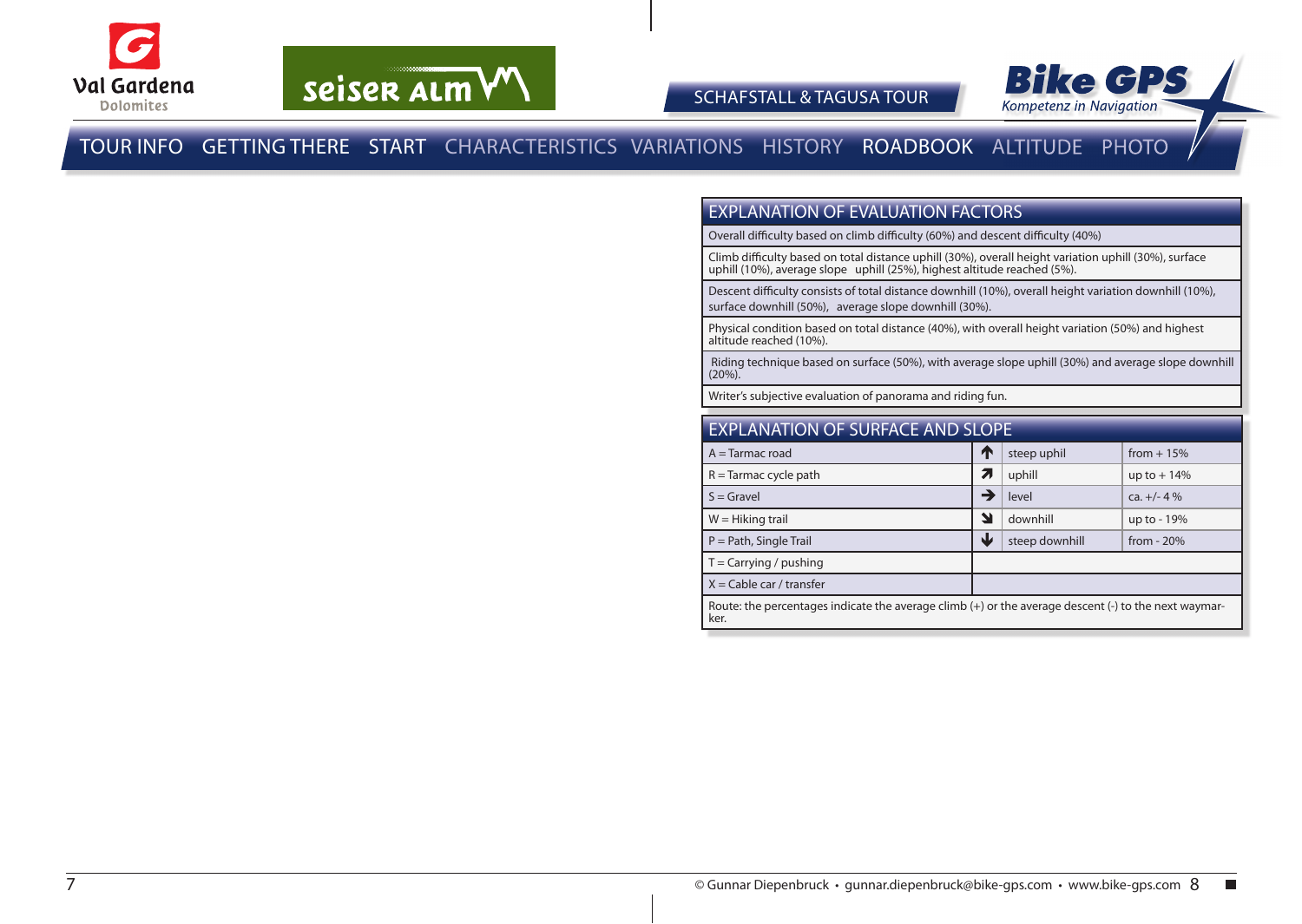## EXPLANATION OF EVALUATION FACTORS

| |
|---|
| Overall difficulty based on climb difficulty (60%) and descent difficulty (40%) |
| Climb difficulty based on total distance uphill (30%), overall height variation uphill (30%), surface uphill (10%), average slope uphill (25%), highest altitude reached (5%). |
| Descent difficulty consists of total distance downhill (10%), overall height variation downhill (10%), surface downhill (50%), average slope downhill (30%). |
| Physical condition based on total distance (40%), with overall height variation (50%) and highest altitude reached (10%). |
| Riding technique based on surface (50%), with average slope uphill (30%) and average slope downhill (20%). |
| Writer's subjective evaluation of panorama and riding fun. |

## EXPLANATION OF SURFACE AND SLOPE

| | | | |
|---|---|---|---|
| A = Tarmac road | ↑ | steep uphil | from + 15% |
| R = Tarmac cycle path | ↗ | uphill | up to + 14% |
| S = Gravel | → | level | ca. +/- 4 % |
| W = Hiking trail | ↘ | downhill | up to - 19% |
| P = Path, Single Trail | ↓ | steep downhill | from - 20% |
| T = Carrying / pushing | | | |
| X = Cable car / transfer | | | |
| Route: the percentages indicate the average climb (+) or the average descent (-) to the next waymarker. | | | |